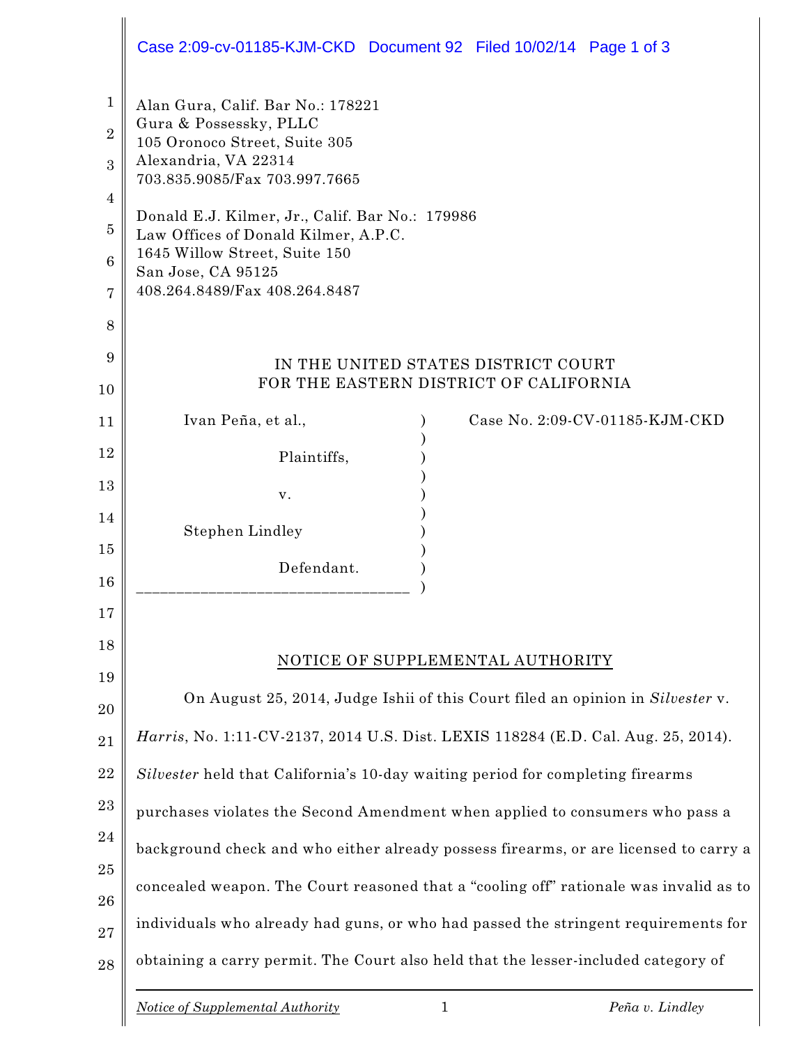Alan Gura, Calif. Bar No.: 178221
Gura & Possessky, PLLC
105 Oronoco Street, Suite 305
Alexandria, VA 22314
703.835.9085/Fax 703.997.7665

Donald E.J. Kilmer, Jr., Calif. Bar No.: 179986
Law Offices of Donald Kilmer, A.P.C.
1645 Willow Street, Suite 150
San Jose, CA 95125
408.264.8489/Fax 408.264.8487

IN THE UNITED STATES DISTRICT COURT
FOR THE EASTERN DISTRICT OF CALIFORNIA

| | |
|---|---|
| Ivan Peña, et al.,<br><br>Plaintiffs,<br><br>v.<br><br>Stephen Lindley<br><br>Defendant. | Case No. 2:09-CV-01185-KJM-CKD |

NOTICE OF SUPPLEMENTAL AUTHORITY

On August 25, 2014, Judge Ishii of this Court filed an opinion in *Silvester* v. *Harris*, No. 1:11-CV-2137, 2014 U.S. Dist. LEXIS 118284 (E.D. Cal. Aug. 25, 2014). *Silvester* held that California's 10-day waiting period for completing firearms purchases violates the Second Amendment when applied to consumers who pass a background check and who either already possess firearms, or are licensed to carry a concealed weapon. The Court reasoned that a "cooling off" rationale was invalid as to individuals who already had guns, or who had passed the stringent requirements for obtaining a carry permit. The Court also held that the lesser-included category of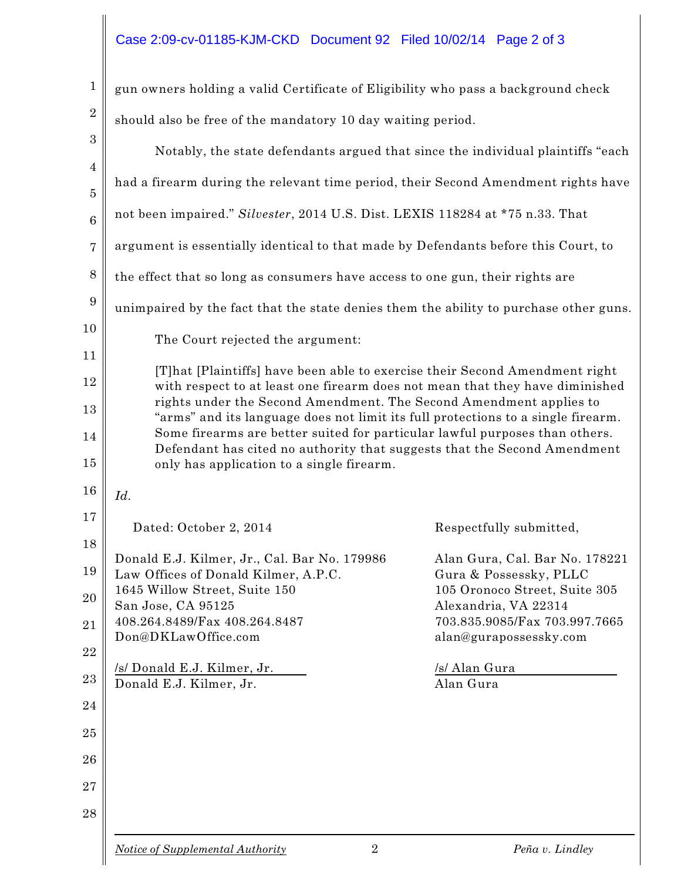gun owners holding a valid Certificate of Eligibility who pass a background check should also be free of the mandatory 10 day waiting period.

Notably, the state defendants argued that since the individual plaintiffs "each had a firearm during the relevant time period, their Second Amendment rights have not been impaired." *Silvester*, 2014 U.S. Dist. LEXIS 118284 at *75 n.33. That argument is essentially identical to that made by Defendants before this Court, to the effect that so long as consumers have access to one gun, their rights are unimpaired by the fact that the state denies them the ability to purchase other guns.

The Court rejected the argument:

> [T]hat [Plaintiffs] have been able to exercise their Second Amendment right with respect to at least one firearm does not mean that they have diminished rights under the Second Amendment. The Second Amendment applies to "arms" and its language does not limit its full protections to a single firearm. Some firearms are better suited for particular lawful purposes than others. Defendant has cited no authority that suggests that the Second Amendment only has application to a single firearm.

*Id*.

Dated: October 2, 2014

Respectfully submitted,

Donald E.J. Kilmer, Jr., Cal. Bar No. 179986
Law Offices of Donald Kilmer, A.P.C.
1645 Willow Street, Suite 150
San Jose, CA 95125
408.264.8489/Fax 408.264.8487
Don@DKLawOffice.com

/s/ Donald E.J. Kilmer, Jr.
Donald E.J. Kilmer, Jr.

Alan Gura, Cal. Bar No. 178221
Gura & Possessky, PLLC
105 Oronoco Street, Suite 305
Alexandria, VA 22314
703.835.9085/Fax 703.997.7665
alan@gurapossessky.com

/s/ Alan Gura
Alan Gura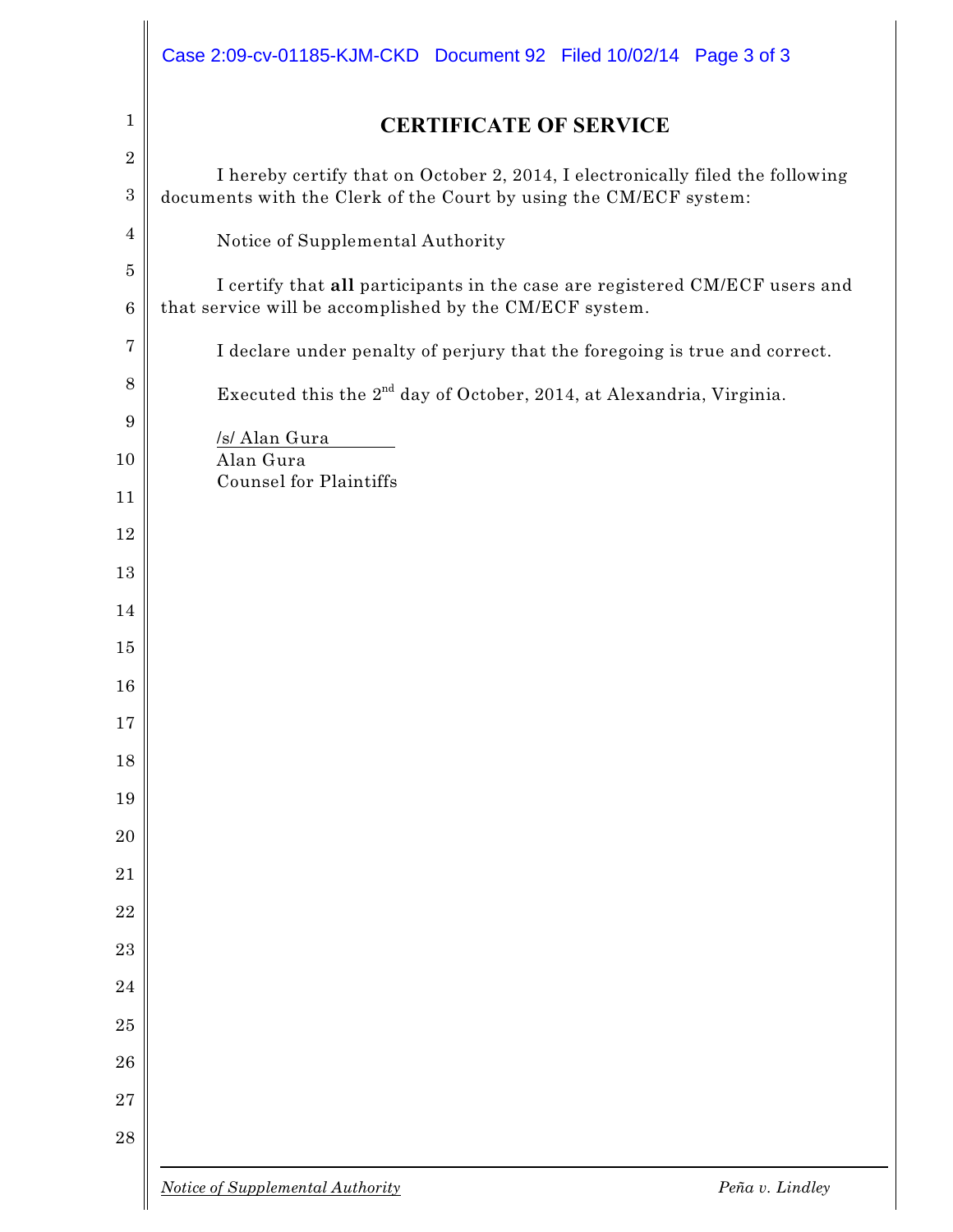# CERTIFICATE OF SERVICE

I hereby certify that on October 2, 2014, I electronically filed the following documents with the Clerk of the Court by using the CM/ECF system:

Notice of Supplemental Authority

I certify that **all** participants in the case are registered CM/ECF users and that service will be accomplished by the CM/ECF system.

I declare under penalty of perjury that the foregoing is true and correct.

Executed this the 2nd day of October, 2014, at Alexandria, Virginia.

/s/ Alan Gura
Alan Gura
Counsel for Plaintiffs